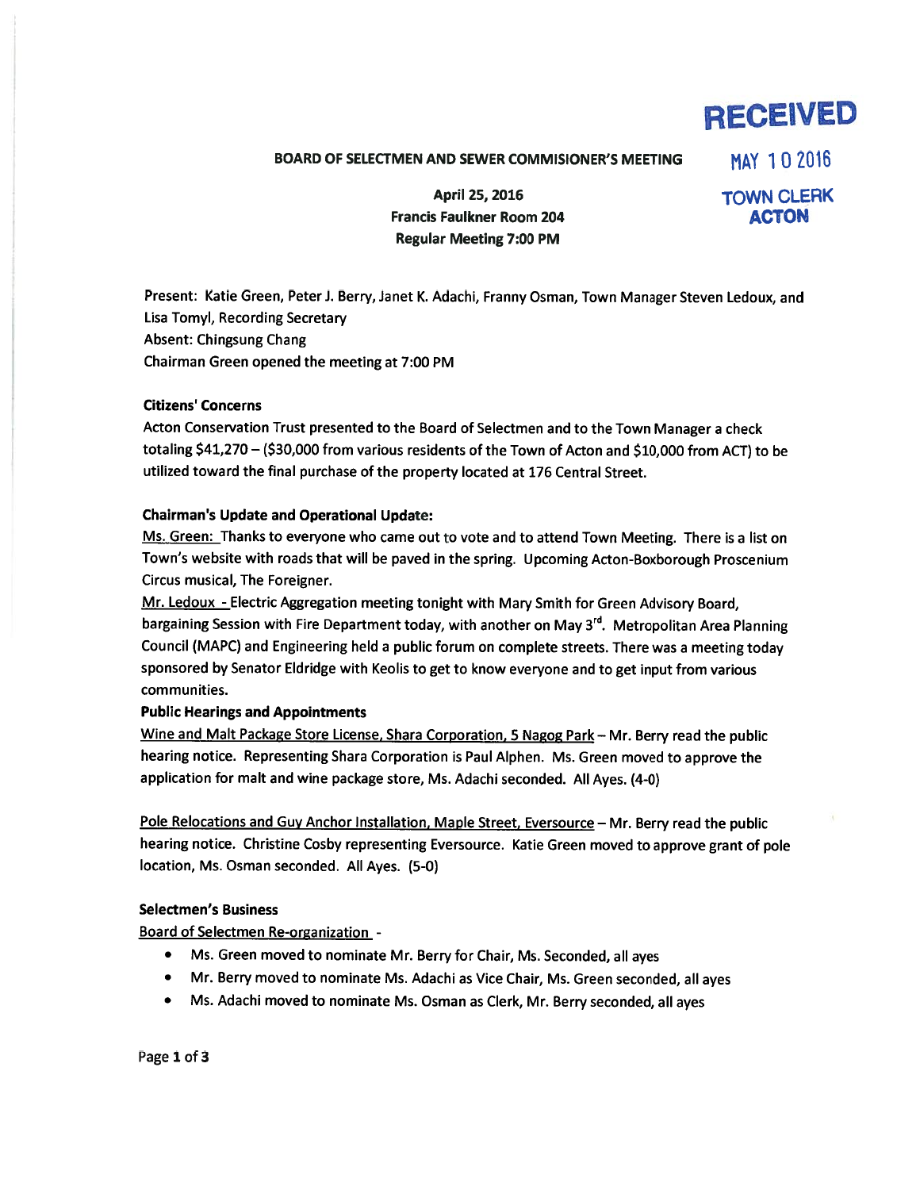RECEIVED

MAY 10 2016

TOWN CLERK
ACTON

**BOARD OF SELECTMEN AND SEWER COMMISIONER'S MEETING**

**April 25, 2016**
**Francis Faulkner Room 204**
**Regular Meeting 7:00 PM**

Present: Katie Green, Peter J. Berry, Janet K. Adachi, Franny Osman, Town Manager Steven Ledoux, and Lisa Tomyl, Recording Secretary
Absent: Chingsung Chang
Chairman Green opened the meeting at 7:00 PM

**Citizens' Concerns**

Acton Conservation Trust presented to the Board of Selectmen and to the Town Manager a check totaling $41,270 – ($30,000 from various residents of the Town of Acton and $10,000 from ACT) to be utilized toward the final purchase of the property located at 176 Central Street.

**Chairman's Update and Operational Update:**

Ms. Green: Thanks to everyone who came out to vote and to attend Town Meeting. There is a list on Town's website with roads that will be paved in the spring. Upcoming Acton-Boxborough Proscenium Circus musical, The Foreigner.

Mr. Ledoux - Electric Aggregation meeting tonight with Mary Smith for Green Advisory Board, bargaining Session with Fire Department today, with another on May 3rd. Metropolitan Area Planning Council (MAPC) and Engineering held a public forum on complete streets. There was a meeting today sponsored by Senator Eldridge with Keolis to get to know everyone and to get input from various communities.

**Public Hearings and Appointments**

Wine and Malt Package Store License, Shara Corporation, 5 Nagog Park – Mr. Berry read the public hearing notice. Representing Shara Corporation is Paul Alphen. Ms. Green moved to approve the application for malt and wine package store, Ms. Adachi seconded. All Ayes. (4-0)

Pole Relocations and Guy Anchor Installation, Maple Street, Eversource – Mr. Berry read the public hearing notice. Christine Cosby representing Eversource. Katie Green moved to approve grant of pole location, Ms. Osman seconded. All Ayes. (5-0)

**Selectmen's Business**

Board of Selectmen Re-organization -

- Ms. Green moved to nominate Mr. Berry for Chair, Ms. Seconded, all ayes
- Mr. Berry moved to nominate Ms. Adachi as Vice Chair, Ms. Green seconded, all ayes
- Ms. Adachi moved to nominate Ms. Osman as Clerk, Mr. Berry seconded, all ayes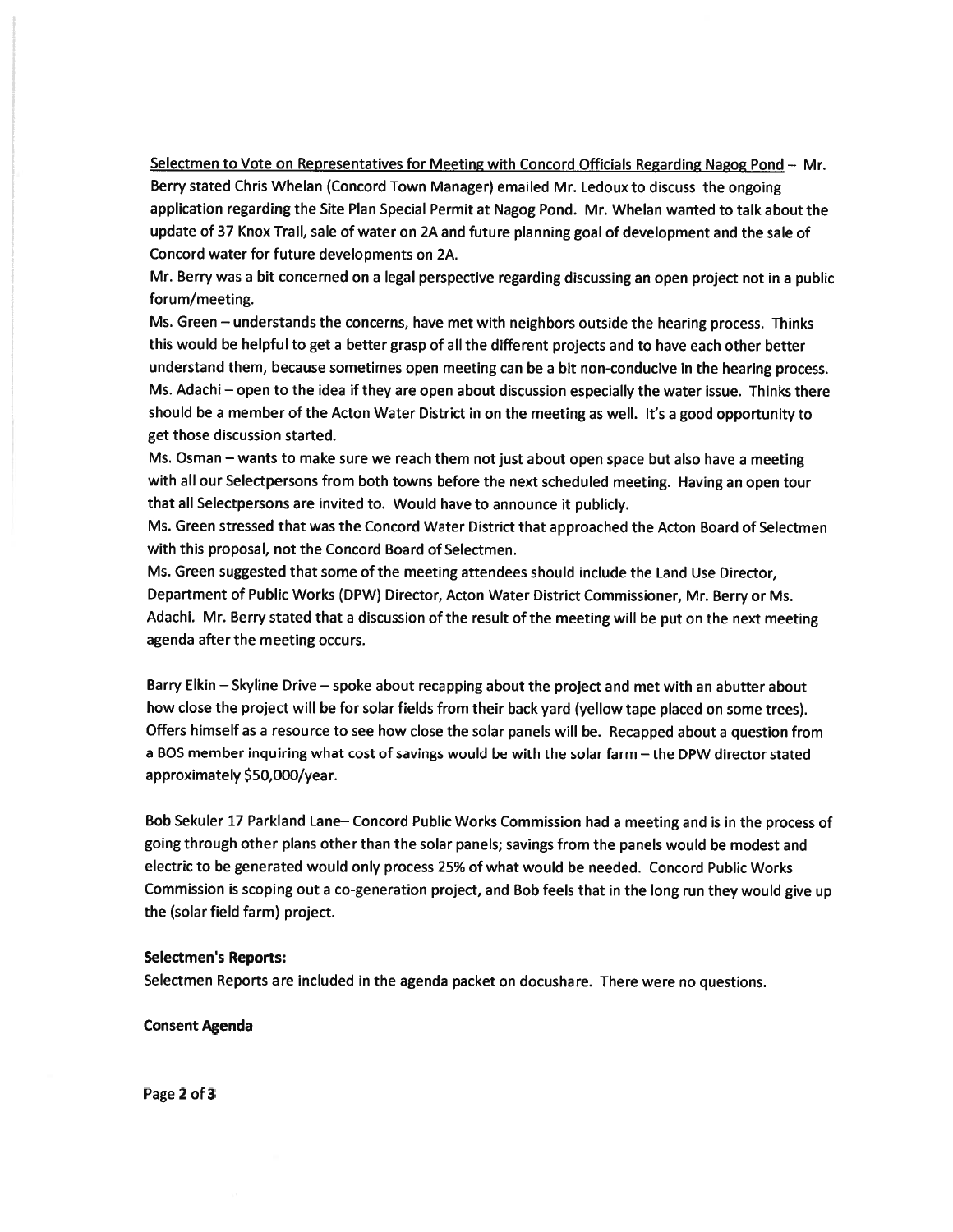Selectmen to Vote on Representatives for Meeting with Concord Officials Regarding Nagog Pond – Mr. Berry stated Chris Whelan (Concord Town Manager) emailed Mr. Ledoux to discuss the ongoing application regarding the Site Plan Special Permit at Nagog Pond. Mr. Whelan wanted to talk about the update of 37 Knox Trail, sale of water on 2A and future planning goal of development and the sale of Concord water for future developments on 2A.

Mr. Berry was a bit concerned on a legal perspective regarding discussing an open project not in a public forum/meeting.

Ms. Green – understands the concerns, have met with neighbors outside the hearing process. Thinks this would be helpful to get a better grasp of all the different projects and to have each other better understand them, because sometimes open meeting can be a bit non-conducive in the hearing process.

Ms. Adachi – open to the idea if they are open about discussion especially the water issue. Thinks there should be a member of the Acton Water District in on the meeting as well. It's a good opportunity to get those discussion started.

Ms. Osman – wants to make sure we reach them not just about open space but also have a meeting with all our Selectpersons from both towns before the next scheduled meeting. Having an open tour that all Selectpersons are invited to. Would have to announce it publicly.

Ms. Green stressed that was the Concord Water District that approached the Acton Board of Selectmen with this proposal, not the Concord Board of Selectmen.

Ms. Green suggested that some of the meeting attendees should include the Land Use Director, Department of Public Works (DPW) Director, Acton Water District Commissioner, Mr. Berry or Ms. Adachi. Mr. Berry stated that a discussion of the result of the meeting will be put on the next meeting agenda after the meeting occurs.

Barry Elkin – Skyline Drive – spoke about recapping about the project and met with an abutter about how close the project will be for solar fields from their back yard (yellow tape placed on some trees). Offers himself as a resource to see how close the solar panels will be. Recapped about a question from a BOS member inquiring what cost of savings would be with the solar farm – the DPW director stated approximately $50,000/year.

Bob Sekuler 17 Parkland Lane– Concord Public Works Commission had a meeting and is in the process of going through other plans other than the solar panels; savings from the panels would be modest and electric to be generated would only process 25% of what would be needed. Concord Public Works Commission is scoping out a co-generation project, and Bob feels that in the long run they would give up the (solar field farm) project.

**Selectmen's Reports:**

Selectmen Reports are included in the agenda packet on docushare. There were no questions.

**Consent Agenda**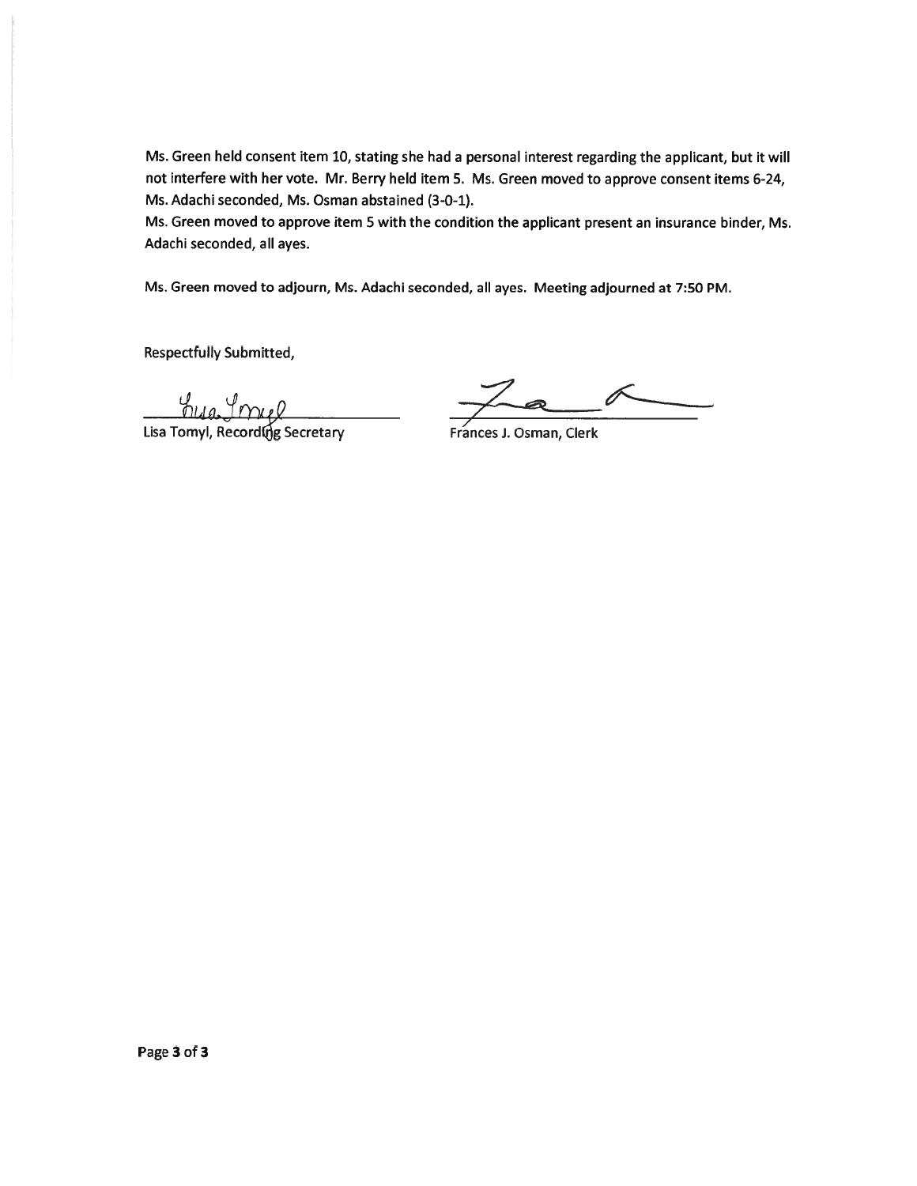Ms. Green held consent item 10, stating she had a personal interest regarding the applicant, but it will not interfere with her vote. Mr. Berry held item 5. Ms. Green moved to approve consent items 6-24, Ms. Adachi seconded, Ms. Osman abstained (3-0-1).

Ms. Green moved to approve item 5 with the condition the applicant present an insurance binder, Ms. Adachi seconded, all ayes.

Ms. Green moved to adjourn, Ms. Adachi seconded, all ayes. Meeting adjourned at 7:50 PM.

Respectfully Submitted,

Lisa Tomyl, Recording Secretary

Frances J. Osman, Clerk